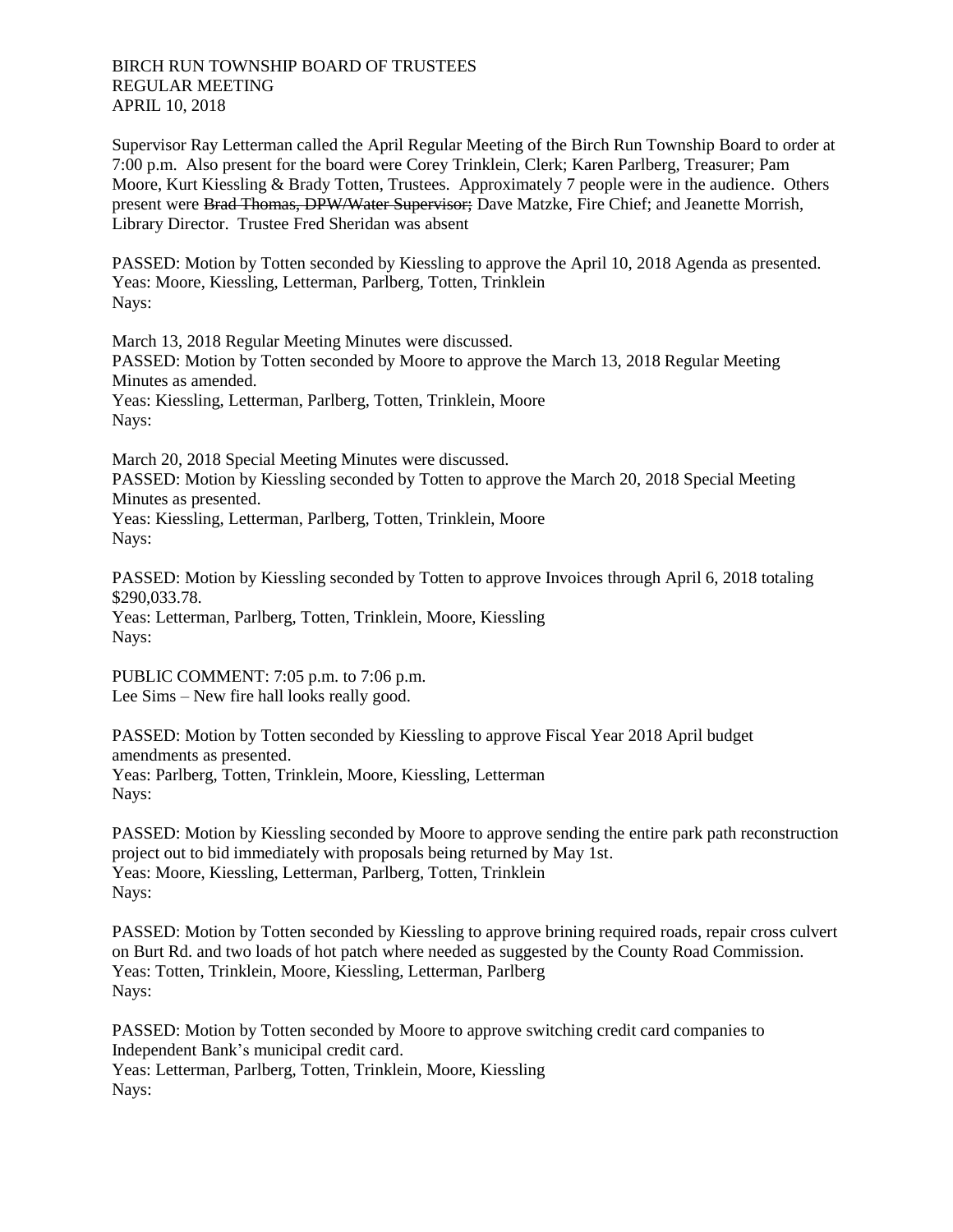BIRCH RUN TOWNSHIP BOARD OF TRUSTEES
REGULAR MEETING
APRIL 10, 2018

Supervisor Ray Letterman called the April Regular Meeting of the Birch Run Township Board to order at 7:00 p.m. Also present for the board were Corey Trinklein, Clerk; Karen Parlberg, Treasurer; Pam Moore, Kurt Kiessling & Brady Totten, Trustees. Approximately 7 people were in the audience. Others present were ~~Brad Thomas, DPW/Water Supervisor;~~ Dave Matzke, Fire Chief; and Jeanette Morrish, Library Director. Trustee Fred Sheridan was absent

PASSED: Motion by Totten seconded by Kiessling to approve the April 10, 2018 Agenda as presented.
Yeas: Moore, Kiessling, Letterman, Parlberg, Totten, Trinklein
Nays:

March 13, 2018 Regular Meeting Minutes were discussed.
PASSED: Motion by Totten seconded by Moore to approve the March 13, 2018 Regular Meeting Minutes as amended.
Yeas: Kiessling, Letterman, Parlberg, Totten, Trinklein, Moore
Nays:

March 20, 2018 Special Meeting Minutes were discussed.
PASSED: Motion by Kiessling seconded by Totten to approve the March 20, 2018 Special Meeting Minutes as presented.
Yeas: Kiessling, Letterman, Parlberg, Totten, Trinklein, Moore
Nays:

PASSED: Motion by Kiessling seconded by Totten to approve Invoices through April 6, 2018 totaling $290,033.78.
Yeas: Letterman, Parlberg, Totten, Trinklein, Moore, Kiessling
Nays:

PUBLIC COMMENT: 7:05 p.m. to 7:06 p.m.
Lee Sims – New fire hall looks really good.

PASSED: Motion by Totten seconded by Kiessling to approve Fiscal Year 2018 April budget amendments as presented.
Yeas: Parlberg, Totten, Trinklein, Moore, Kiessling, Letterman
Nays:

PASSED: Motion by Kiessling seconded by Moore to approve sending the entire park path reconstruction project out to bid immediately with proposals being returned by May 1st.
Yeas: Moore, Kiessling, Letterman, Parlberg, Totten, Trinklein
Nays:

PASSED: Motion by Totten seconded by Kiessling to approve brining required roads, repair cross culvert on Burt Rd. and two loads of hot patch where needed as suggested by the County Road Commission.
Yeas: Totten, Trinklein, Moore, Kiessling, Letterman, Parlberg
Nays:

PASSED: Motion by Totten seconded by Moore to approve switching credit card companies to Independent Bank's municipal credit card.
Yeas: Letterman, Parlberg, Totten, Trinklein, Moore, Kiessling
Nays: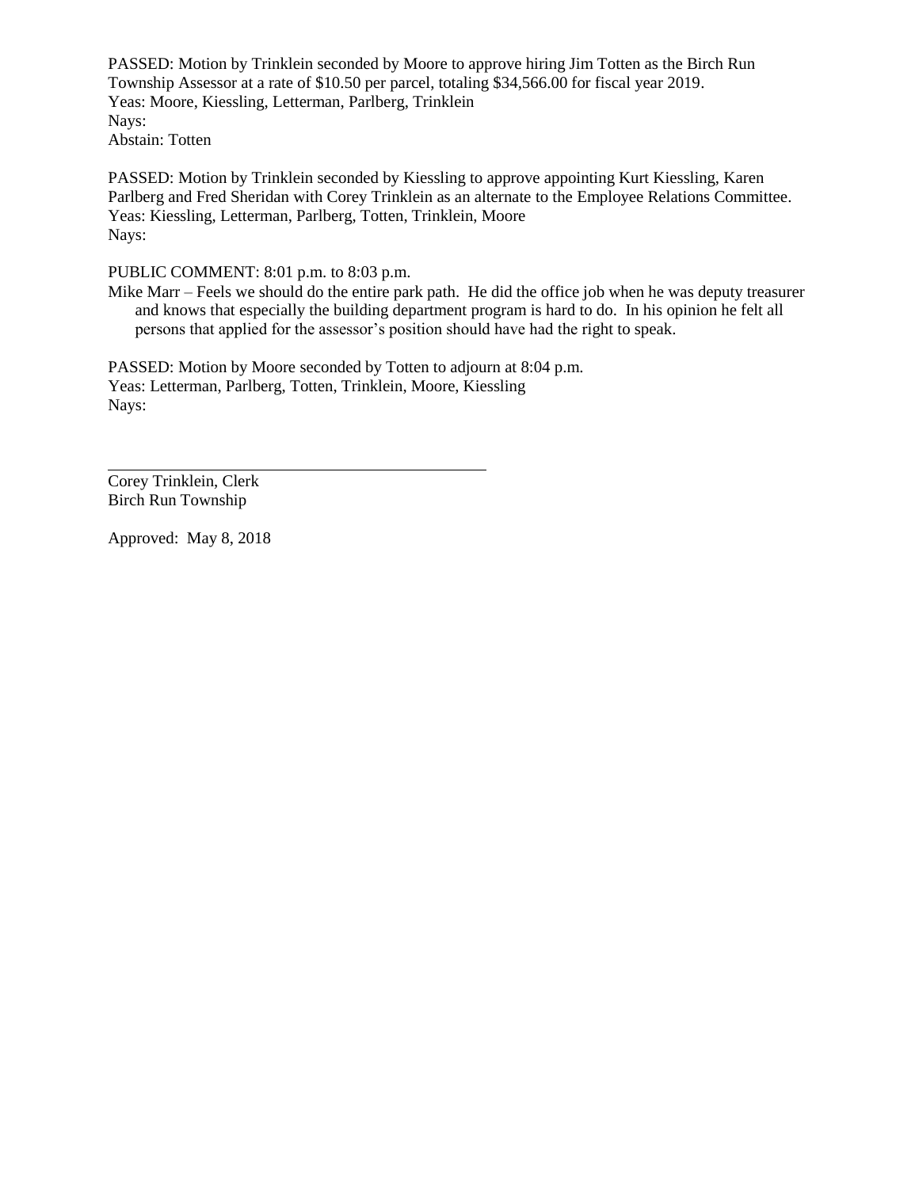PASSED: Motion by Trinklein seconded by Moore to approve hiring Jim Totten as the Birch Run Township Assessor at a rate of $10.50 per parcel, totaling $34,566.00 for fiscal year 2019.
Yeas: Moore, Kiessling, Letterman, Parlberg, Trinklein
Nays:
Abstain: Totten

PASSED: Motion by Trinklein seconded by Kiessling to approve appointing Kurt Kiessling, Karen Parlberg and Fred Sheridan with Corey Trinklein as an alternate to the Employee Relations Committee.
Yeas: Kiessling, Letterman, Parlberg, Totten, Trinklein, Moore
Nays:

PUBLIC COMMENT: 8:01 p.m. to 8:03 p.m.

Mike Marr – Feels we should do the entire park path. He did the office job when he was deputy treasurer and knows that especially the building department program is hard to do. In his opinion he felt all persons that applied for the assessor's position should have had the right to speak.

PASSED: Motion by Moore seconded by Totten to adjourn at 8:04 p.m.
Yeas: Letterman, Parlberg, Totten, Trinklein, Moore, Kiessling
Nays:

Corey Trinklein, Clerk
Birch Run Township

Approved: May 8, 2018